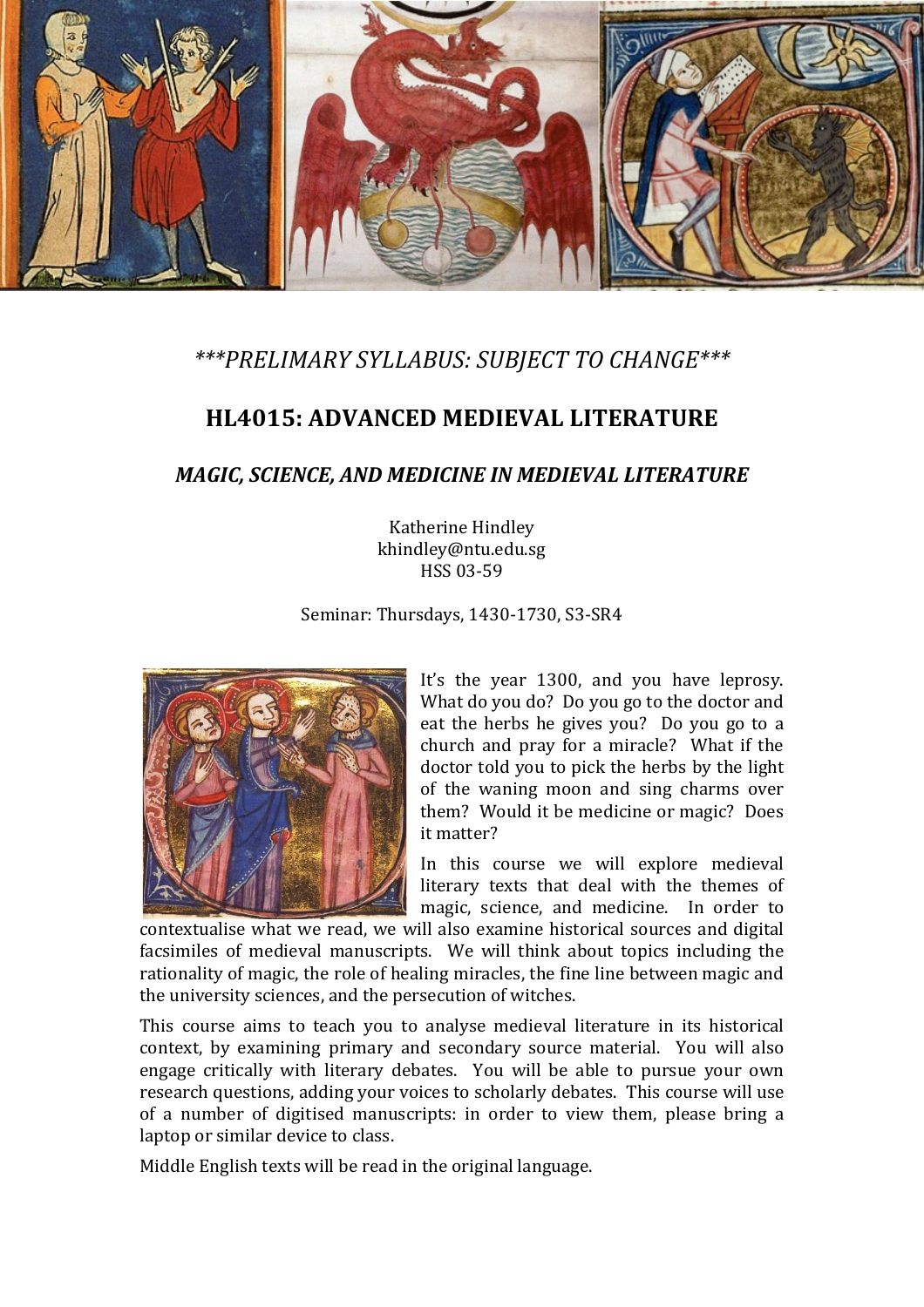*\*\*\*PRELIMARY SYLLABUS: SUBJECT TO CHANGE\*\*\**

# HL4015: ADVANCED MEDIEVAL LITERATURE

## *MAGIC, SCIENCE, AND MEDICINE IN MEDIEVAL LITERATURE*

Katherine Hindley
khindley@ntu.edu.sg
HSS 03-59

Seminar: Thursdays, 1430-1730, S3-SR4

It's the year 1300, and you have leprosy. What do you do? Do you go to the doctor and eat the herbs he gives you? Do you go to a church and pray for a miracle? What if the doctor told you to pick the herbs by the light of the waning moon and sing charms over them? Would it be medicine or magic? Does it matter?

In this course we will explore medieval literary texts that deal with the themes of magic, science, and medicine. In order to contextualise what we read, we will also examine historical sources and digital facsimiles of medieval manuscripts. We will think about topics including the rationality of magic, the role of healing miracles, the fine line between magic and the university sciences, and the persecution of witches.

This course aims to teach you to analyse medieval literature in its historical context, by examining primary and secondary source material. You will also engage critically with literary debates. You will be able to pursue your own research questions, adding your voices to scholarly debates. This course will use of a number of digitised manuscripts: in order to view them, please bring a laptop or similar device to class.

Middle English texts will be read in the original language.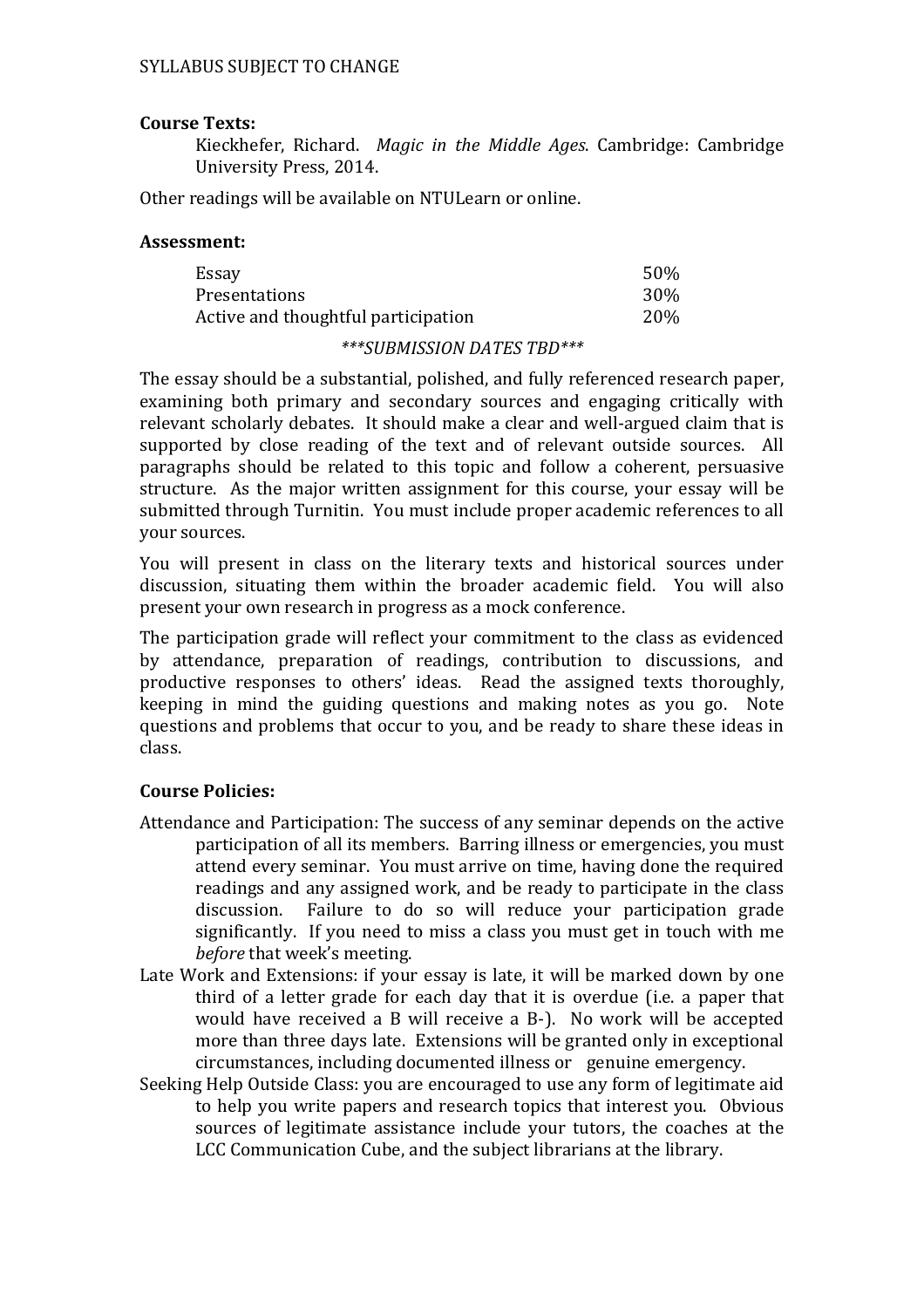**Course Texts:**

Kieckhefer, Richard. *Magic in the Middle Ages*. Cambridge: Cambridge University Press, 2014.

Other readings will be available on NTULearn or online.

**Assessment:**

| | |
|---|---|
| Essay | 50% |
| Presentations | 30% |
| Active and thoughtful participation | 20% |

*\*\*\*SUBMISSION DATES TBD\*\*\**

The essay should be a substantial, polished, and fully referenced research paper, examining both primary and secondary sources and engaging critically with relevant scholarly debates. It should make a clear and well-argued claim that is supported by close reading of the text and of relevant outside sources. All paragraphs should be related to this topic and follow a coherent, persuasive structure. As the major written assignment for this course, your essay will be submitted through Turnitin. You must include proper academic references to all your sources.

You will present in class on the literary texts and historical sources under discussion, situating them within the broader academic field. You will also present your own research in progress as a mock conference.

The participation grade will reflect your commitment to the class as evidenced by attendance, preparation of readings, contribution to discussions, and productive responses to others' ideas. Read the assigned texts thoroughly, keeping in mind the guiding questions and making notes as you go. Note questions and problems that occur to you, and be ready to share these ideas in class.

**Course Policies:**

Attendance and Participation: The success of any seminar depends on the active participation of all its members. Barring illness or emergencies, you must attend every seminar. You must arrive on time, having done the required readings and any assigned work, and be ready to participate in the class discussion. Failure to do so will reduce your participation grade significantly. If you need to miss a class you must get in touch with me *before* that week's meeting.

Late Work and Extensions: if your essay is late, it will be marked down by one third of a letter grade for each day that it is overdue (i.e. a paper that would have received a B will receive a B-). No work will be accepted more than three days late. Extensions will be granted only in exceptional circumstances, including documented illness or genuine emergency.

Seeking Help Outside Class: you are encouraged to use any form of legitimate aid to help you write papers and research topics that interest you. Obvious sources of legitimate assistance include your tutors, the coaches at the LCC Communication Cube, and the subject librarians at the library.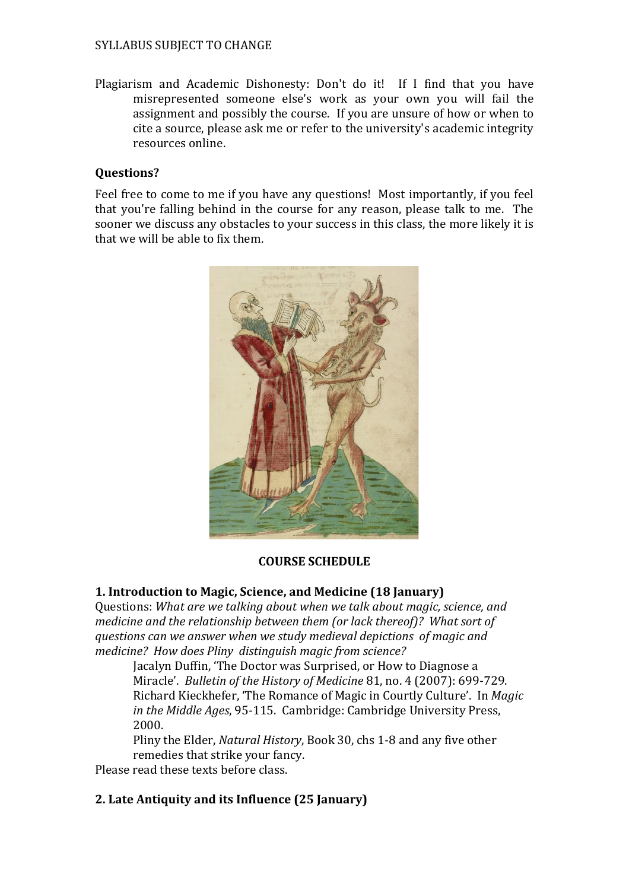Plagiarism and Academic Dishonesty: Don't do it! If I find that you have misrepresented someone else's work as your own you will fail the assignment and possibly the course. If you are unsure of how or when to cite a source, please ask me or refer to the university's academic integrity resources online.

**Questions?**

Feel free to come to me if you have any questions! Most importantly, if you feel that you're falling behind in the course for any reason, please talk to me. The sooner we discuss any obstacles to your success in this class, the more likely it is that we will be able to fix them.

**COURSE SCHEDULE**

**1. Introduction to Magic, Science, and Medicine (18 January)**

Questions: *What are we talking about when we talk about magic, science, and medicine and the relationship between them (or lack thereof)? What sort of questions can we answer when we study medieval depictions of magic and medicine? How does Pliny distinguish magic from science?*

Jacalyn Duffin, 'The Doctor was Surprised, or How to Diagnose a Miracle'. *Bulletin of the History of Medicine* 81, no. 4 (2007): 699-729.

Richard Kieckhefer, 'The Romance of Magic in Courtly Culture'. In *Magic in the Middle Ages*, 95-115. Cambridge: Cambridge University Press, 2000.

Pliny the Elder, *Natural History*, Book 30, chs 1-8 and any five other remedies that strike your fancy.

Please read these texts before class.

**2. Late Antiquity and its Influence (25 January)**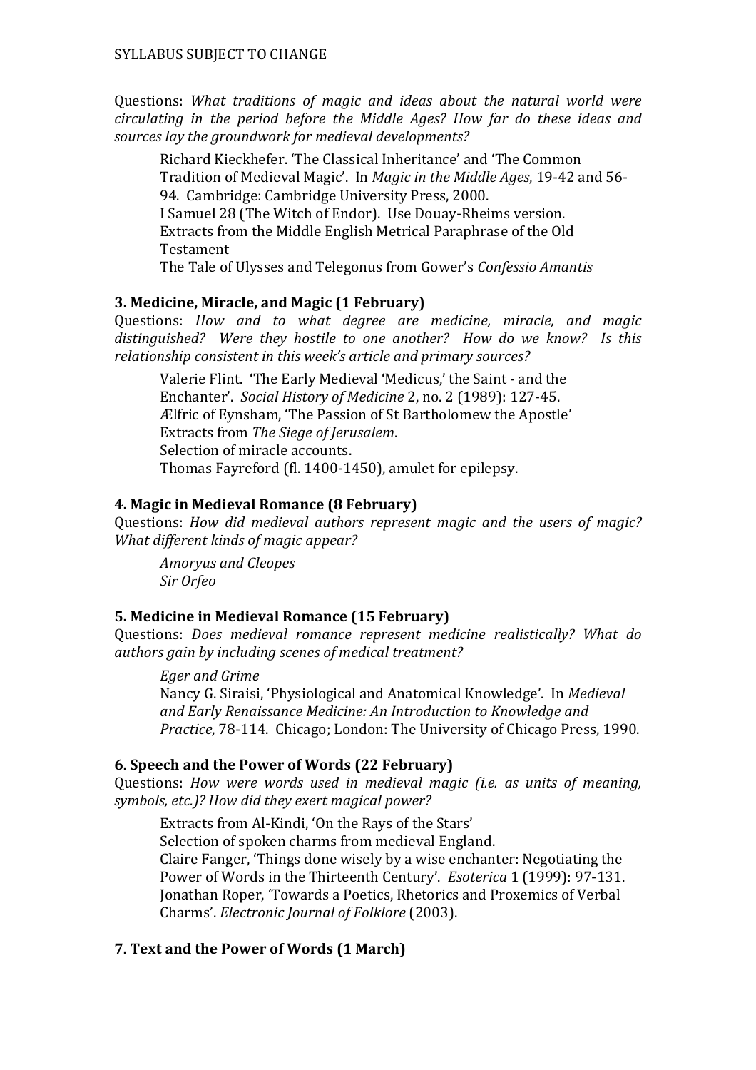Questions: *What traditions of magic and ideas about the natural world were circulating in the period before the Middle Ages? How far do these ideas and sources lay the groundwork for medieval developments?*

Richard Kieckhefer. 'The Classical Inheritance' and 'The Common Tradition of Medieval Magic'. In *Magic in the Middle Ages*, 19-42 and 56-94. Cambridge: Cambridge University Press, 2000.
I Samuel 28 (The Witch of Endor). Use Douay-Rheims version.
Extracts from the Middle English Metrical Paraphrase of the Old Testament
The Tale of Ulysses and Telegonus from Gower's *Confessio Amantis*

### 3. Medicine, Miracle, and Magic (1 February)

Questions: *How and to what degree are medicine, miracle, and magic distinguished? Were they hostile to one another? How do we know? Is this relationship consistent in this week's article and primary sources?*

Valerie Flint. 'The Early Medieval 'Medicus,' the Saint - and the Enchanter'. *Social History of Medicine* 2, no. 2 (1989): 127-45.
Ælfric of Eynsham, 'The Passion of St Bartholomew the Apostle'
Extracts from *The Siege of Jerusalem*.
Selection of miracle accounts.
Thomas Fayreford (fl. 1400-1450), amulet for epilepsy.

### 4. Magic in Medieval Romance (8 February)

Questions: *How did medieval authors represent magic and the users of magic? What different kinds of magic appear?*

*Amoryus and Cleopes*
*Sir Orfeo*

### 5. Medicine in Medieval Romance (15 February)

Questions: *Does medieval romance represent medicine realistically? What do authors gain by including scenes of medical treatment?*

*Eger and Grime*
Nancy G. Siraisi, 'Physiological and Anatomical Knowledge'. In *Medieval and Early Renaissance Medicine: An Introduction to Knowledge and Practice*, 78-114. Chicago; London: The University of Chicago Press, 1990.

### 6. Speech and the Power of Words (22 February)

Questions: *How were words used in medieval magic (i.e. as units of meaning, symbols, etc.)? How did they exert magical power?*

Extracts from Al-Kindi, 'On the Rays of the Stars'
Selection of spoken charms from medieval England.
Claire Fanger, 'Things done wisely by a wise enchanter: Negotiating the Power of Words in the Thirteenth Century'. *Esoterica* 1 (1999): 97-131.
Jonathan Roper, 'Towards a Poetics, Rhetorics and Proxemics of Verbal Charms'. *Electronic Journal of Folklore* (2003).

### 7. Text and the Power of Words (1 March)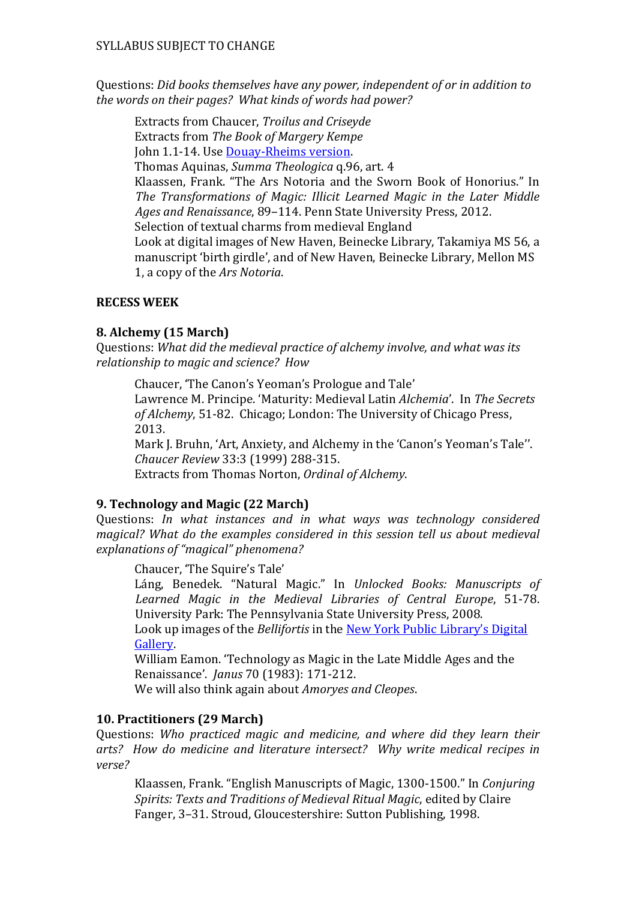Questions: *Did books themselves have any power, independent of or in addition to the words on their pages? What kinds of words had power?*

> Extracts from Chaucer, *Troilus and Criseyde*
> Extracts from *The Book of Margery Kempe*
> John 1.1-14. Use [Douay-Rheims version](#).
> Thomas Aquinas, *Summa Theologica* q.96, art. 4
> Klaassen, Frank. "The Ars Notoria and the Sworn Book of Honorius." In *The Transformations of Magic: Illicit Learned Magic in the Later Middle Ages and Renaissance*, 89–114. Penn State University Press, 2012.
> Selection of textual charms from medieval England
> Look at digital images of New Haven, Beinecke Library, Takamiya MS 56, a manuscript 'birth girdle', and of New Haven, Beinecke Library, Mellon MS 1, a copy of the *Ars Notoria*.

**RECESS WEEK**

### 8. Alchemy (15 March)

Questions: *What did the medieval practice of alchemy involve, and what was its relationship to magic and science? How*

> Chaucer, 'The Canon's Yeoman's Prologue and Tale'
> Lawrence M. Principe. 'Maturity: Medieval Latin *Alchemia*'. In *The Secrets of Alchemy*, 51-82. Chicago; London: The University of Chicago Press, 2013.
> Mark J. Bruhn, 'Art, Anxiety, and Alchemy in the 'Canon's Yeoman's Tale''. *Chaucer Review* 33:3 (1999) 288-315.
> Extracts from Thomas Norton, *Ordinal of Alchemy*.

### 9. Technology and Magic (22 March)

Questions: *In what instances and in what ways was technology considered magical? What do the examples considered in this session tell us about medieval explanations of "magical" phenomena?*

> Chaucer, 'The Squire's Tale'
> Láng, Benedek. "Natural Magic." In *Unlocked Books: Manuscripts of Learned Magic in the Medieval Libraries of Central Europe*, 51-78. University Park: The Pennsylvania State University Press, 2008.
> Look up images of the *Bellifortis* in the [New York Public Library's Digital Gallery](#).
> William Eamon. 'Technology as Magic in the Late Middle Ages and the Renaissance'. *Janus* 70 (1983): 171-212.
> We will also think again about *Amoryes and Cleopes*.

### 10. Practitioners (29 March)

Questions: *Who practiced magic and medicine, and where did they learn their arts? How do medicine and literature intersect? Why write medical recipes in verse?*

> Klaassen, Frank. "English Manuscripts of Magic, 1300-1500." In *Conjuring Spirits: Texts and Traditions of Medieval Ritual Magic*, edited by Claire Fanger, 3–31. Stroud, Gloucestershire: Sutton Publishing, 1998.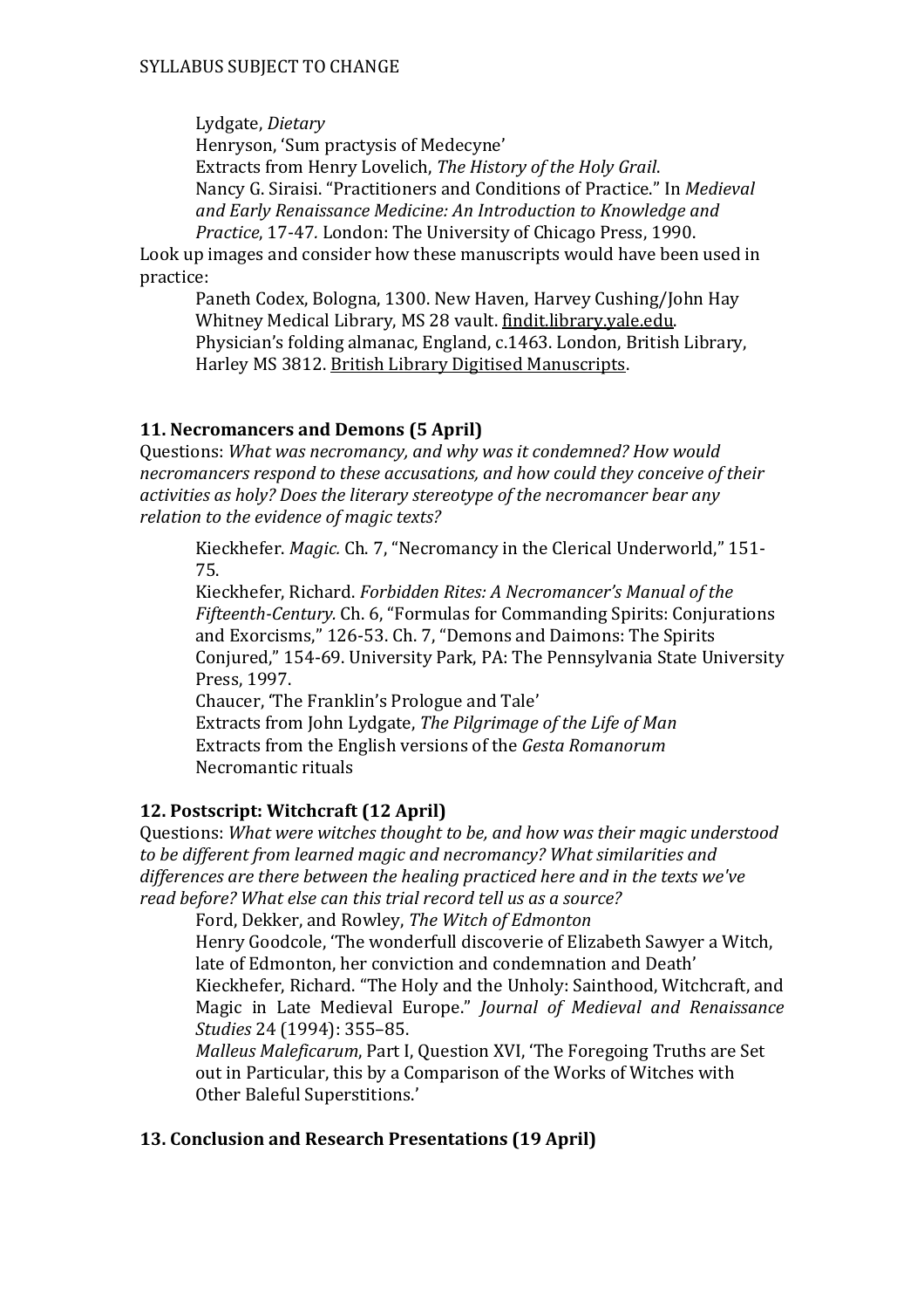Lydgate, *Dietary*
Henryson, 'Sum practysis of Medecyne'
Extracts from Henry Lovelich, *The History of the Holy Grail*.
Nancy G. Siraisi. "Practitioners and Conditions of Practice." In *Medieval and Early Renaissance Medicine: An Introduction to Knowledge and Practice*, 17-47. London: The University of Chicago Press, 1990.

Look up images and consider how these manuscripts would have been used in practice:

Paneth Codex, Bologna, 1300. New Haven, Harvey Cushing/John Hay Whitney Medical Library, MS 28 vault. findit.library.yale.edu.
Physician's folding almanac, England, c.1463. London, British Library, Harley MS 3812. British Library Digitised Manuscripts.

### 11. Necromancers and Demons (5 April)

Questions: *What was necromancy, and why was it condemned? How would necromancers respond to these accusations, and how could they conceive of their activities as holy? Does the literary stereotype of the necromancer bear any relation to the evidence of magic texts?*

Kieckhefer. *Magic.* Ch. 7, "Necromancy in the Clerical Underworld," 151-75.
Kieckhefer, Richard. *Forbidden Rites: A Necromancer's Manual of the Fifteenth-Century.* Ch. 6, "Formulas for Commanding Spirits: Conjurations and Exorcisms," 126-53. Ch. 7, "Demons and Daimons: The Spirits Conjured," 154-69. University Park, PA: The Pennsylvania State University Press, 1997.
Chaucer, 'The Franklin's Prologue and Tale'
Extracts from John Lydgate, *The Pilgrimage of the Life of Man*
Extracts from the English versions of the *Gesta Romanorum*
Necromantic rituals

### 12. Postscript: Witchcraft (12 April)

Questions: *What were witches thought to be, and how was their magic understood to be different from learned magic and necromancy? What similarities and differences are there between the healing practiced here and in the texts we've read before? What else can this trial record tell us as a source?*

Ford, Dekker, and Rowley, *The Witch of Edmonton*
Henry Goodcole, 'The wonderfull discoverie of Elizabeth Sawyer a Witch, late of Edmonton, her conviction and condemnation and Death'
Kieckhefer, Richard. "The Holy and the Unholy: Sainthood, Witchcraft, and Magic in Late Medieval Europe." *Journal of Medieval and Renaissance Studies* 24 (1994): 355–85.
*Malleus Maleficarum*, Part I, Question XVI, 'The Foregoing Truths are Set out in Particular, this by a Comparison of the Works of Witches with Other Baleful Superstitions.'

### 13. Conclusion and Research Presentations (19 April)